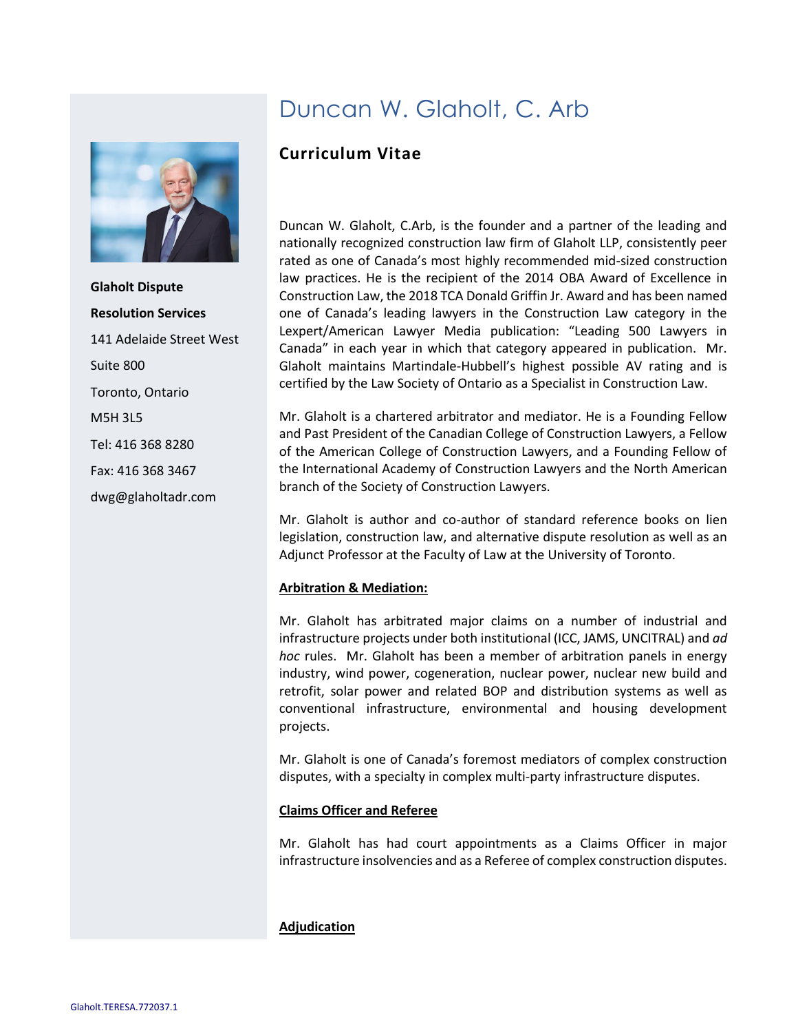# Duncan W. Glaholt, C. Arb

## Curriculum Vitae

**Glaholt Dispute Resolution Services**
141 Adelaide Street West
Suite 800
Toronto, Ontario
M5H 3L5
Tel: 416 368 8280
Fax: 416 368 3467
dwg@glaholtadr.com

Duncan W. Glaholt, C.Arb, is the founder and a partner of the leading and nationally recognized construction law firm of Glaholt LLP, consistently peer rated as one of Canada's most highly recommended mid-sized construction law practices. He is the recipient of the 2014 OBA Award of Excellence in Construction Law, the 2018 TCA Donald Griffin Jr. Award and has been named one of Canada's leading lawyers in the Construction Law category in the Lexpert/American Lawyer Media publication: "Leading 500 Lawyers in Canada" in each year in which that category appeared in publication. Mr. Glaholt maintains Martindale-Hubbell's highest possible AV rating and is certified by the Law Society of Ontario as a Specialist in Construction Law.

Mr. Glaholt is a chartered arbitrator and mediator. He is a Founding Fellow and Past President of the Canadian College of Construction Lawyers, a Fellow of the American College of Construction Lawyers, and a Founding Fellow of the International Academy of Construction Lawyers and the North American branch of the Society of Construction Lawyers.

Mr. Glaholt is author and co-author of standard reference books on lien legislation, construction law, and alternative dispute resolution as well as an Adjunct Professor at the Faculty of Law at the University of Toronto.

### Arbitration & Mediation:

Mr. Glaholt has arbitrated major claims on a number of industrial and infrastructure projects under both institutional (ICC, JAMS, UNCITRAL) and *ad hoc* rules. Mr. Glaholt has been a member of arbitration panels in energy industry, wind power, cogeneration, nuclear power, nuclear new build and retrofit, solar power and related BOP and distribution systems as well as conventional infrastructure, environmental and housing development projects.

Mr. Glaholt is one of Canada's foremost mediators of complex construction disputes, with a specialty in complex multi-party infrastructure disputes.

### Claims Officer and Referee

Mr. Glaholt has had court appointments as a Claims Officer in major infrastructure insolvencies and as a Referee of complex construction disputes.

### Adjudication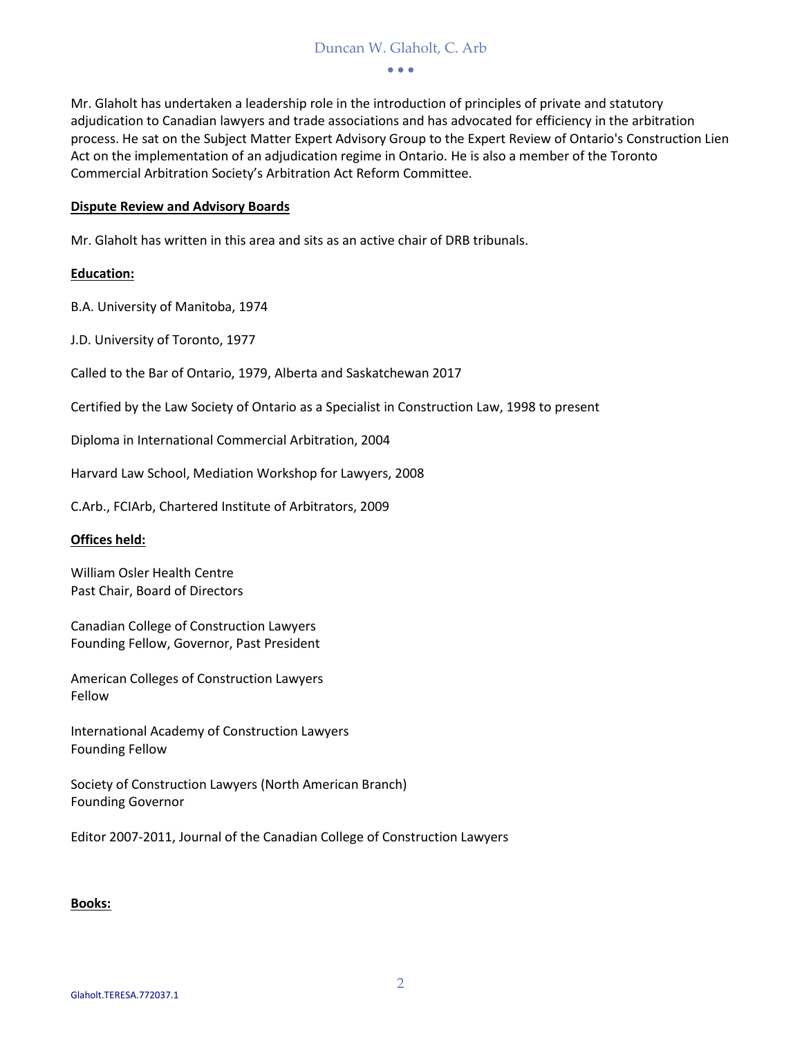Mr. Glaholt has undertaken a leadership role in the introduction of principles of private and statutory adjudication to Canadian lawyers and trade associations and has advocated for efficiency in the arbitration process. He sat on the Subject Matter Expert Advisory Group to the Expert Review of Ontario's Construction Lien Act on the implementation of an adjudication regime in Ontario. He is also a member of the Toronto Commercial Arbitration Society's Arbitration Act Reform Committee.

**Dispute Review and Advisory Boards**

Mr. Glaholt has written in this area and sits as an active chair of DRB tribunals.

**Education:**

B.A. University of Manitoba, 1974

J.D. University of Toronto, 1977

Called to the Bar of Ontario, 1979, Alberta and Saskatchewan 2017

Certified by the Law Society of Ontario as a Specialist in Construction Law, 1998 to present

Diploma in International Commercial Arbitration, 2004

Harvard Law School, Mediation Workshop for Lawyers, 2008

C.Arb., FCIArb, Chartered Institute of Arbitrators, 2009

**Offices held:**

William Osler Health Centre
Past Chair, Board of Directors

Canadian College of Construction Lawyers
Founding Fellow, Governor, Past President

American Colleges of Construction Lawyers
Fellow

International Academy of Construction Lawyers
Founding Fellow

Society of Construction Lawyers (North American Branch)
Founding Governor

Editor 2007-2011, Journal of the Canadian College of Construction Lawyers

**Books:**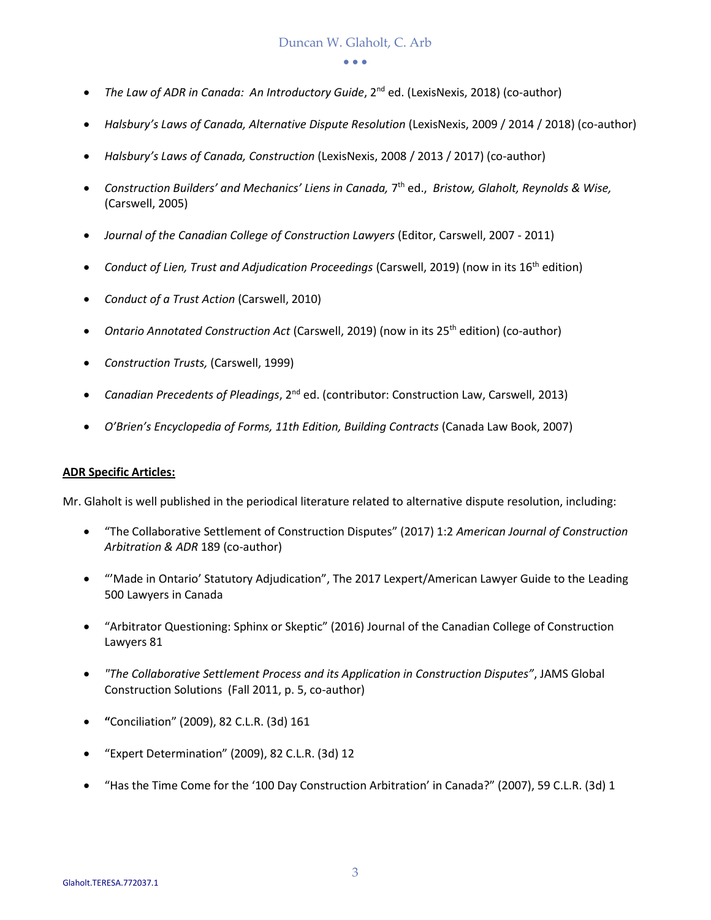- *The Law of ADR in Canada: An Introductory Guide*, 2nd ed. (LexisNexis, 2018) (co-author)
- *Halsbury's Laws of Canada, Alternative Dispute Resolution* (LexisNexis, 2009 / 2014 / 2018) (co-author)
- *Halsbury's Laws of Canada, Construction* (LexisNexis, 2008 / 2013 / 2017) (co-author)
- *Construction Builders' and Mechanics' Liens in Canada,* 7th ed., *Bristow, Glaholt, Reynolds & Wise,* (Carswell, 2005)
- *Journal of the Canadian College of Construction Lawyers* (Editor, Carswell, 2007 - 2011)
- *Conduct of Lien, Trust and Adjudication Proceedings* (Carswell, 2019) (now in its 16th edition)
- *Conduct of a Trust Action* (Carswell, 2010)
- *Ontario Annotated Construction Act* (Carswell, 2019) (now in its 25th edition) (co-author)
- *Construction Trusts,* (Carswell, 1999)
- *Canadian Precedents of Pleadings*, 2nd ed. (contributor: Construction Law, Carswell, 2013)
- *O'Brien's Encyclopedia of Forms, 11th Edition, Building Contracts* (Canada Law Book, 2007)

**ADR Specific Articles:**

Mr. Glaholt is well published in the periodical literature related to alternative dispute resolution, including:

- "The Collaborative Settlement of Construction Disputes" (2017) 1:2 *American Journal of Construction Arbitration & ADR* 189 (co-author)
- "'Made in Ontario' Statutory Adjudication", The 2017 Lexpert/American Lawyer Guide to the Leading 500 Lawyers in Canada
- "Arbitrator Questioning: Sphinx or Skeptic" (2016) Journal of the Canadian College of Construction Lawyers 81
- *"The Collaborative Settlement Process and its Application in Construction Disputes"*, JAMS Global Construction Solutions (Fall 2011, p. 5, co-author)
- **"**Conciliation" (2009), 82 C.L.R. (3d) 161
- "Expert Determination" (2009), 82 C.L.R. (3d) 12
- "Has the Time Come for the '100 Day Construction Arbitration' in Canada?" (2007), 59 C.L.R. (3d) 1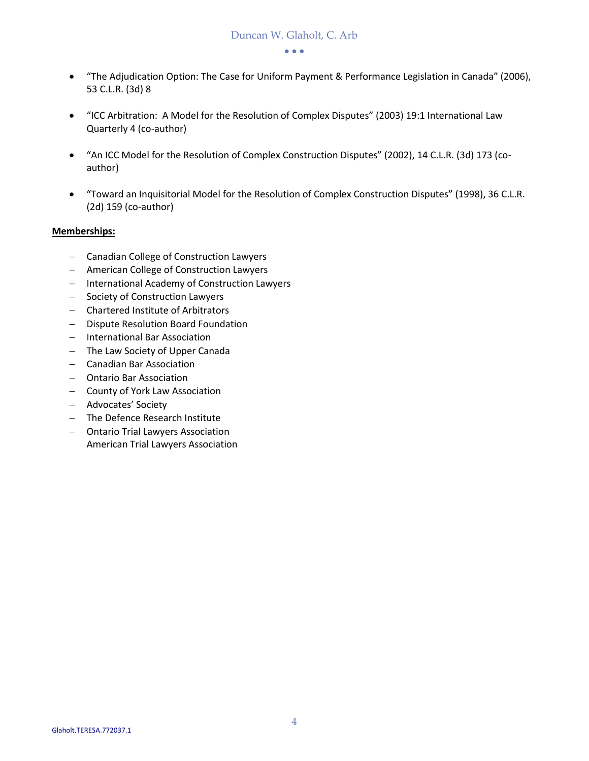- "The Adjudication Option: The Case for Uniform Payment & Performance Legislation in Canada" (2006), 53 C.L.R. (3d) 8
- "ICC Arbitration: A Model for the Resolution of Complex Disputes" (2003) 19:1 International Law Quarterly 4 (co-author)
- "An ICC Model for the Resolution of Complex Construction Disputes" (2002), 14 C.L.R. (3d) 173 (co-author)
- "Toward an Inquisitorial Model for the Resolution of Complex Construction Disputes" (1998), 36 C.L.R. (2d) 159 (co-author)

**Memberships:**

- Canadian College of Construction Lawyers
- American College of Construction Lawyers
- International Academy of Construction Lawyers
- Society of Construction Lawyers
- Chartered Institute of Arbitrators
- Dispute Resolution Board Foundation
- International Bar Association
- The Law Society of Upper Canada
- Canadian Bar Association
- Ontario Bar Association
- County of York Law Association
- Advocates' Society
- The Defence Research Institute
- Ontario Trial Lawyers Association
  American Trial Lawyers Association

Glaholt.TERESA.772037.1